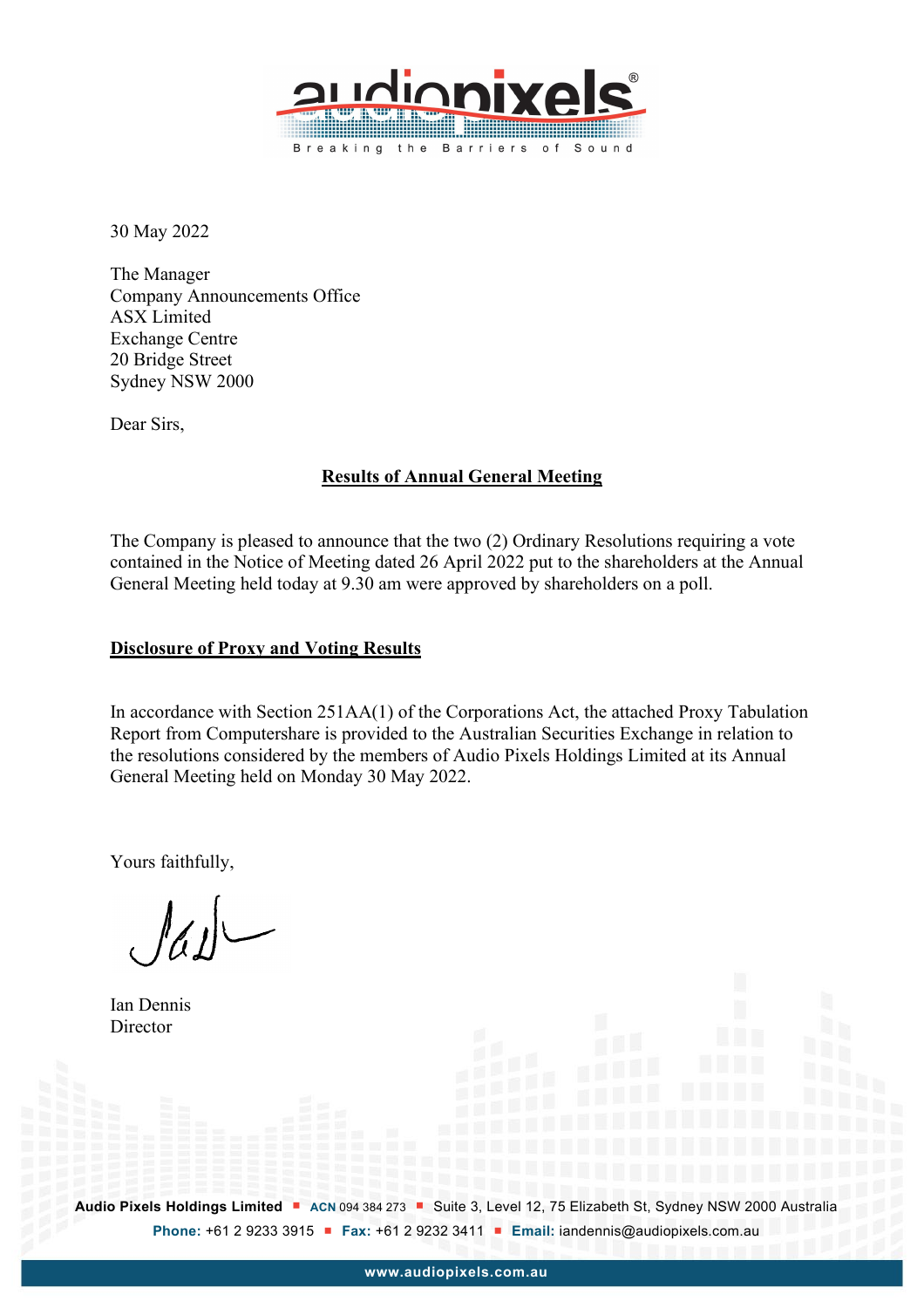30 May 2022

The Manager
Company Announcements Office
ASX Limited
Exchange Centre
20 Bridge Street
Sydney NSW 2000

Dear Sirs,

**Results of Annual General Meeting**

The Company is pleased to announce that the two (2) Ordinary Resolutions requiring a vote contained in the Notice of Meeting dated 26 April 2022 put to the shareholders at the Annual General Meeting held today at 9.30 am were approved by shareholders on a poll.

**Disclosure of Proxy and Voting Results**

In accordance with Section 251AA(1) of the Corporations Act, the attached Proxy Tabulation Report from Computershare is provided to the Australian Securities Exchange in relation to the resolutions considered by the members of Audio Pixels Holdings Limited at its Annual General Meeting held on Monday 30 May 2022.

Yours faithfully,

Ian Dennis
Director

**Audio Pixels Holdings Limited** ■ **ACN** 094 384 273 ■ Suite 3, Level 12, 75 Elizabeth St, Sydney NSW 2000 Australia
**Phone:** +61 2 9233 3915 ■ **Fax:** +61 2 9232 3411 ■ **Email:** iandennis@audiopixels.com.au

www.audiopixels.com.au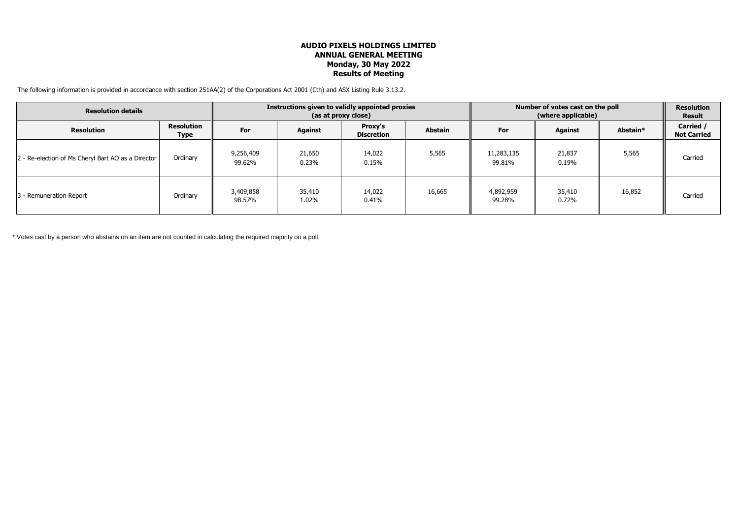**AUDIO PIXELS HOLDINGS LIMITED**
**ANNUAL GENERAL MEETING**
**Monday, 30 May 2022**
**Results of Meeting**

The following information is provided in accordance with section 251AA(2) of the Corporations Act 2001 (Cth) and ASX Listing Rule 3.13.2.

| Resolution details | | Instructions given to validly appointed proxies (as at proxy close) | | | | Number of votes cast on the poll (where applicable) | | | Resolution Result |
|---|---|---|---|---|---|---|---|---|---|
| **Resolution** | **Resolution Type** | **For** | **Against** | **Proxy's Discretion** | **Abstain** | **For** | **Against** | **Abstain*** | **Carried / Not Carried** |
| 2 - Re-election of Ms Cheryl Bart AO as a Director | Ordinary | 9,256,409 99.62% | 21,650 0.23% | 14,022 0.15% | 5,565 | 11,283,135 99.81% | 21,837 0.19% | 5,565 | Carried |
| 3 - Remuneration Report | Ordinary | 3,409,858 98.57% | 35,410 1.02% | 14,022 0.41% | 16,665 | 4,892,959 99.28% | 35,410 0.72% | 16,852 | Carried |

* Votes cast by a person who abstains on an item are not counted in calculating the required majority on a poll.